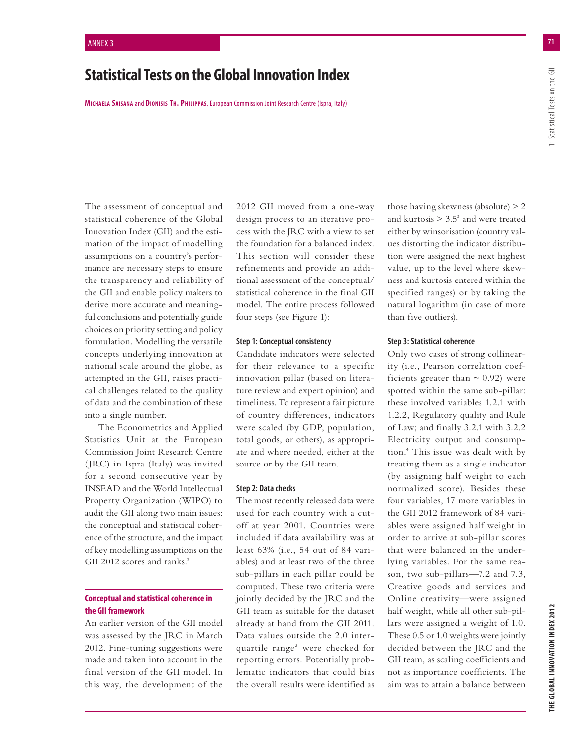# Statistical Tests on the Global Innovation Index

**Michaela Saisana** and **Dionisis Th. Philippas**, European Commission Joint Research Centre (Ispra, Italy)

The assessment of conceptual and statistical coherence of the Global Innovation Index (GII) and the estimation of the impact of modelling assumptions on a country's performance are necessary steps to ensure the transparency and reliability of the GII and enable policy makers to derive more accurate and meaningful conclusions and potentially guide choices on priority setting and policy formulation. Modelling the versatile concepts underlying innovation at national scale around the globe, as attempted in the GII, raises practical challenges related to the quality of data and the combination of these into a single number.

The Econometrics and Applied Statistics Unit at the European Commission Joint Research Centre (JRC) in Ispra (Italy) was invited for a second consecutive year by INSEAD and the World Intellectual Property Organization (WIPO) to audit the GII along two main issues: the conceptual and statistical coherence of the structure, and the impact of key modelling assumptions on the GII 2012 scores and ranks.[1]

## Conceptual and statistical coherence in the GII framework

An earlier version of the GII model was assessed by the JRC in March 2012. Fine-tuning suggestions were made and taken into account in the final version of the GII model. In this way, the development of the 2012 GII moved from a one-way design process to an iterative process with the JRC with a view to set the foundation for a balanced index. This section will consider these refinements and provide an additional assessment of the conceptual/statistical coherence in the final GII model. The entire process followed four steps (see Figure 1):

### Step 1: Conceptual consistency

Candidate indicators were selected for their relevance to a specific innovation pillar (based on literature review and expert opinion) and timeliness. To represent a fair picture of country differences, indicators were scaled (by GDP, population, total goods, or others), as appropriate and where needed, either at the source or by the GII team.

### Step 2: Data checks

The most recently released data were used for each country with a cut-off at year 2001. Countries were included if data availability was at least 63% (i.e., 54 out of 84 variables) and at least two of the three sub-pillars in each pillar could be computed. These two criteria were jointly decided by the JRC and the GII team as suitable for the dataset already at hand from the GII 2011. Data values outside the 2.0 interquartile range[2] were checked for reporting errors. Potentially problematic indicators that could bias the overall results were identified as those having skewness (absolute) > 2 and kurtosis > 3.5[3] and were treated either by winsorisation (country values distorting the indicator distribution were assigned the next highest value, up to the level where skewness and kurtosis entered within the specified ranges) or by taking the natural logarithm (in case of more than five outliers).

### Step 3: Statistical coherence

Only two cases of strong collinearity (i.e., Pearson correlation coefficients greater than ~ 0.92) were spotted within the same sub-pillar: these involved variables 1.2.1 with 1.2.2, Regulatory quality and Rule of Law; and finally 3.2.1 with 3.2.2 Electricity output and consumption.[4] This issue was dealt with by treating them as a single indicator (by assigning half weight to each normalized score). Besides these four variables, 17 more variables in the GII 2012 framework of 84 variables were assigned half weight in order to arrive at sub-pillar scores that were balanced in the underlying variables. For the same reason, two sub-pillars—7.2 and 7.3, Creative goods and services and Online creativity—were assigned half weight, while all other sub-pillars were assigned a weight of 1.0. These 0.5 or 1.0 weights were jointly decided between the JRC and the GII team, as scaling coefficients and not as importance coefficients. The aim was to attain a balance between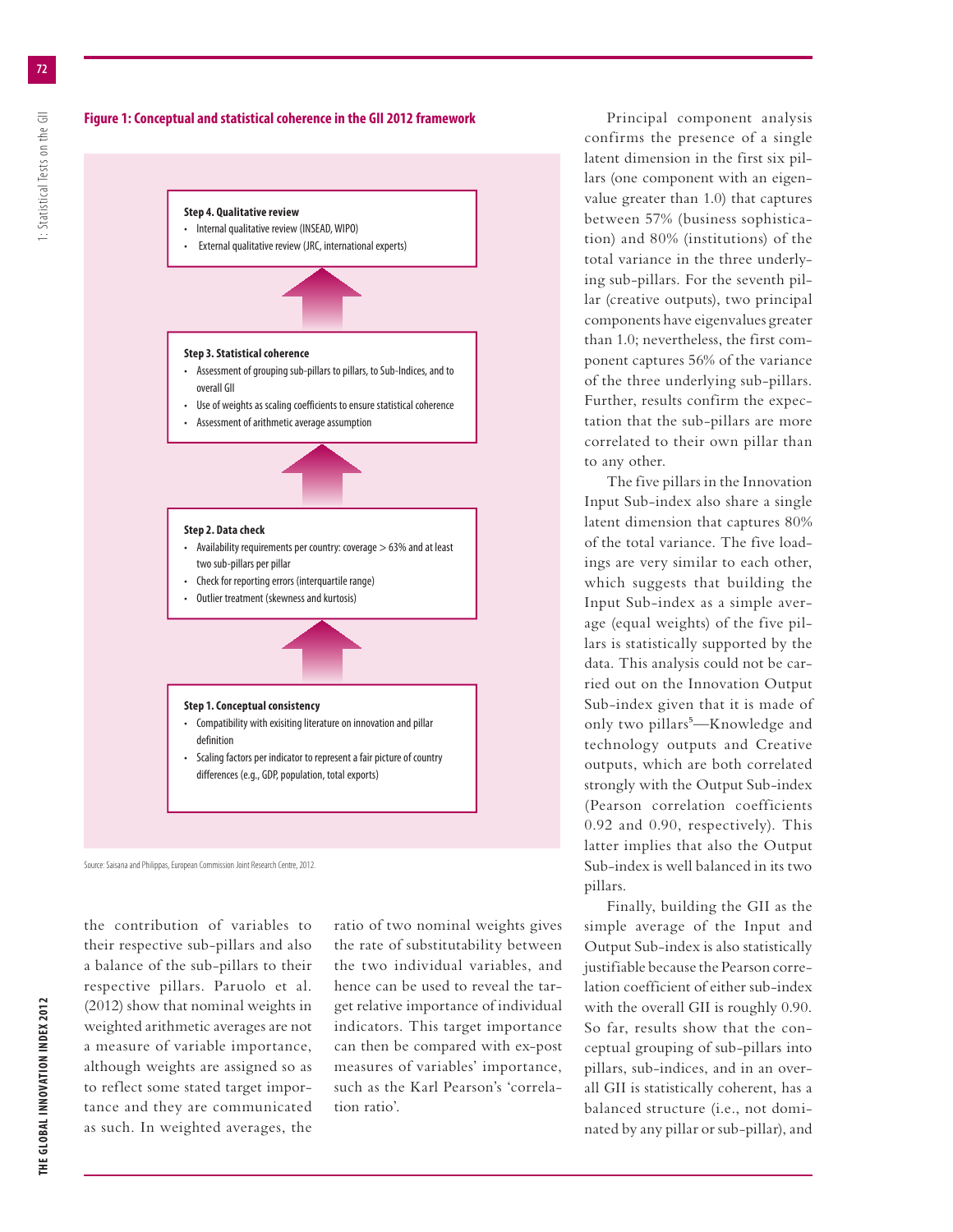**Figure 1: Conceptual and statistical coherence in the GII 2012 framework**

**Step 4. Qualitative review**
- Internal qualitative review (INSEAD, WIPO)
- External qualitative review (JRC, international experts)

**Step 3. Statistical coherence**
- Assessment of grouping sub-pillars to pillars, to Sub-Indices, and to overall GII
- Use of weights as scaling coefficients to ensure statistical coherence
- Assessment of arithmetic average assumption

**Step 2. Data check**
- Availability requirements per country: coverage > 63% and at least two sub-pillars per pillar
- Check for reporting errors (interquartile range)
- Outlier treatment (skewness and kurtosis)

**Step 1. Conceptual consistency**
- Compatibility with exisiting literature on innovation and pillar definition
- Scaling factors per indicator to represent a fair picture of country differences (e.g., GDP, population, total exports)

Source: Saisana and Philippas, European Commission Joint Research Centre, 2012.

the contribution of variables to their respective sub-pillars and also a balance of the sub-pillars to their respective pillars. Paruolo et al. (2012) show that nominal weights in weighted arithmetic averages are not a measure of variable importance, although weights are assigned so as to reflect some stated target importance and they are communicated as such. In weighted averages, the ratio of two nominal weights gives the rate of substitutability between the two individual variables, and hence can be used to reveal the target relative importance of individual indicators. This target importance can then be compared with ex-post measures of variables' importance, such as the Karl Pearson's 'correlation ratio'.

Principal component analysis confirms the presence of a single latent dimension in the first six pillars (one component with an eigenvalue greater than 1.0) that captures between 57% (business sophistication) and 80% (institutions) of the total variance in the three underlying sub-pillars. For the seventh pillar (creative outputs), two principal components have eigenvalues greater than 1.0; nevertheless, the first component captures 56% of the variance of the three underlying sub-pillars. Further, results confirm the expectation that the sub-pillars are more correlated to their own pillar than to any other.

The five pillars in the Innovation Input Sub-index also share a single latent dimension that captures 80% of the total variance. The five loadings are very similar to each other, which suggests that building the Input Sub-index as a simple average (equal weights) of the five pillars is statistically supported by the data. This analysis could not be carried out on the Innovation Output Sub-index given that it is made of only two pillars[5]—Knowledge and technology outputs and Creative outputs, which are both correlated strongly with the Output Sub-index (Pearson correlation coefficients 0.92 and 0.90, respectively). This latter implies that also the Output Sub-index is well balanced in its two pillars.

Finally, building the GII as the simple average of the Input and Output Sub-index is also statistically justifiable because the Pearson correlation coefficient of either sub-index with the overall GII is roughly 0.90. So far, results show that the conceptual grouping of sub-pillars into pillars, sub-indices, and in an overall GII is statistically coherent, has a balanced structure (i.e., not dominated by any pillar or sub-pillar), and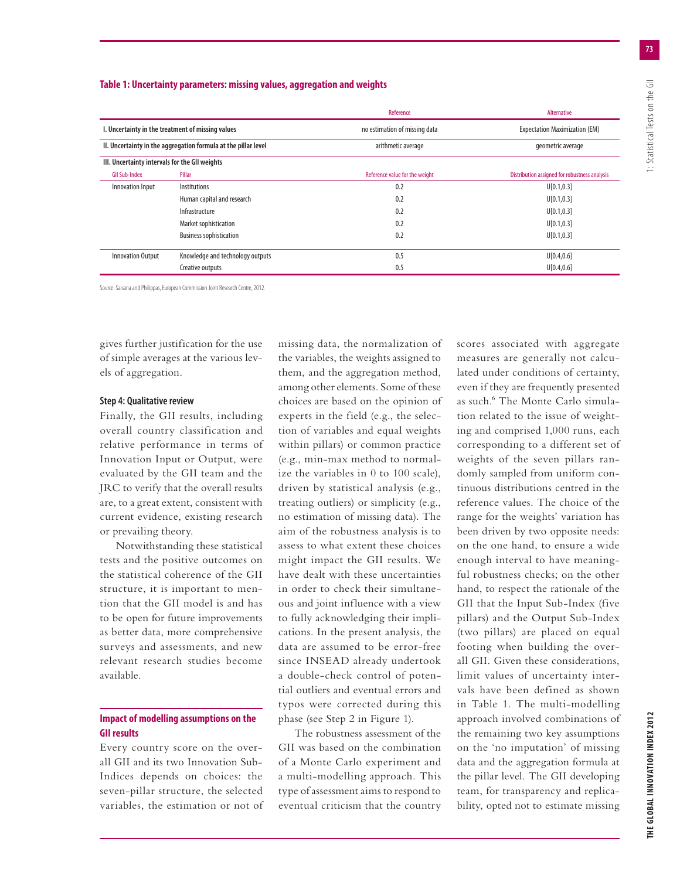**Table 1: Uncertainty parameters: missing values, aggregation and weights**

| | | Reference | Alternative |
|---|---|---|---|
| **I. Uncertainty in the treatment of missing values** | | no estimation of missing data | Expectation Maximization (EM) |
| **II. Uncertainty in the aggregation formula at the pillar level** | | arithmetic average | geometric average |
| **III. Uncertainty intervals for the GII weights** | | | |
| GII Sub-Index | Pillar | Reference value for the weight | Distribution assigned for robustness analysis |
| Innovation Input | Institutions | 0.2 | U[0.1,0.3] |
| | Human capital and research | 0.2 | U[0.1,0.3] |
| | Infrastructure | 0.2 | U[0.1,0.3] |
| | Market sophistication | 0.2 | U[0.1,0.3] |
| | Business sophistication | 0.2 | U[0.1,0.3] |
| Innovation Output | Knowledge and technology outputs | 0.5 | U[0.4,0.6] |
| | Creative outputs | 0.5 | U[0.4,0.6] |

Source: Saisana and Philippas, European Commission Joint Research Centre, 2012.

gives further justification for the use of simple averages at the various levels of aggregation.

#### Step 4: Qualitative review

Finally, the GII results, including overall country classification and relative performance in terms of Innovation Input or Output, were evaluated by the GII team and the JRC to verify that the overall results are, to a great extent, consistent with current evidence, existing research or prevailing theory.

Notwithstanding these statistical tests and the positive outcomes on the statistical coherence of the GII structure, it is important to mention that the GII model is and has to be open for future improvements as better data, more comprehensive surveys and assessments, and new relevant research studies become available.

### Impact of modelling assumptions on the GII results

Every country score on the overall GII and its two Innovation Sub-Indices depends on choices: the seven-pillar structure, the selected variables, the estimation or not of missing data, the normalization of the variables, the weights assigned to them, and the aggregation method, among other elements. Some of these choices are based on the opinion of experts in the field (e.g., the selection of variables and equal weights within pillars) or common practice (e.g., min-max method to normalize the variables in 0 to 100 scale), driven by statistical analysis (e.g., treating outliers) or simplicity (e.g., no estimation of missing data). The aim of the robustness analysis is to assess to what extent these choices might impact the GII results. We have dealt with these uncertainties in order to check their simultaneous and joint influence with a view to fully acknowledging their implications. In the present analysis, the data are assumed to be error-free since INSEAD already undertook a double-check control of potential outliers and eventual errors and typos were corrected during this phase (see Step 2 in Figure 1).

The robustness assessment of the GII was based on the combination of a Monte Carlo experiment and a multi-modelling approach. This type of assessment aims to respond to eventual criticism that the country scores associated with aggregate measures are generally not calculated under conditions of certainty, even if they are frequently presented as such.[6] The Monte Carlo simulation related to the issue of weighting and comprised 1,000 runs, each corresponding to a different set of weights of the seven pillars randomly sampled from uniform continuous distributions centred in the reference values. The choice of the range for the weights' variation has been driven by two opposite needs: on the one hand, to ensure a wide enough interval to have meaningful robustness checks; on the other hand, to respect the rationale of the GII that the Input Sub-Index (five pillars) and the Output Sub-Index (two pillars) are placed on equal footing when building the overall GII. Given these considerations, limit values of uncertainty intervals have been defined as shown in Table 1. The multi-modelling approach involved combinations of the remaining two key assumptions on the 'no imputation' of missing data and the aggregation formula at the pillar level. The GII developing team, for transparency and replicability, opted not to estimate missing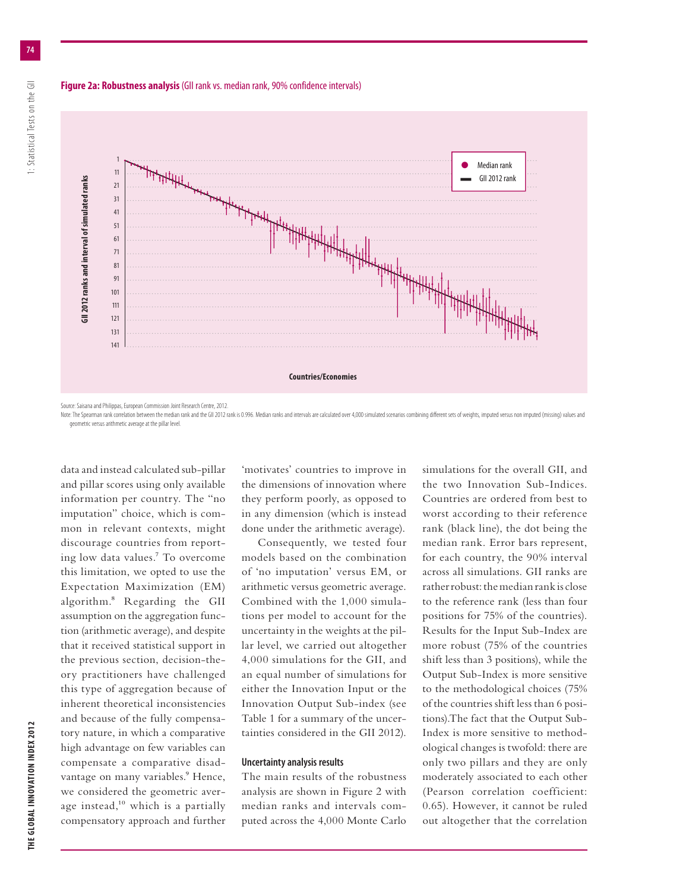**Figure 2a: Robustness analysis** (GII rank vs. median rank, 90% confidence intervals)

Source: Saisana and Philippas, European Commission Joint Research Centre, 2012.

Note: The Spearman rank correlation between the median rank and the GII 2012 rank is 0.996. Median ranks and intervals are calculated over 4,000 simulated scenarios combining different sets of weights, imputed versus non imputed (missing) values and geometric versus arithmetic average at the pillar level.

data and instead calculated sub-pillar and pillar scores using only available information per country. The "no imputation" choice, which is common in relevant contexts, might discourage countries from reporting low data values.[7] To overcome this limitation, we opted to use the Expectation Maximization (EM) algorithm.[8] Regarding the GII assumption on the aggregation function (arithmetic average), and despite that it received statistical support in the previous section, decision-theory practitioners have challenged this type of aggregation because of inherent theoretical inconsistencies and because of the fully compensatory nature, in which a comparative high advantage on few variables can compensate a comparative disadvantage on many variables.[9] Hence, we considered the geometric average instead,[10] which is a partially compensatory approach and further 'motivates' countries to improve in the dimensions of innovation where they perform poorly, as opposed to in any dimension (which is instead done under the arithmetic average).

Consequently, we tested four models based on the combination of 'no imputation' versus EM, or arithmetic versus geometric average. Combined with the 1,000 simulations per model to account for the uncertainty in the weights at the pillar level, we carried out altogether 4,000 simulations for the GII, and an equal number of simulations for either the Innovation Input or the Innovation Output Sub-index (see Table 1 for a summary of the uncertainties considered in the GII 2012).

### Uncertainty analysis results

The main results of the robustness analysis are shown in Figure 2 with median ranks and intervals computed across the 4,000 Monte Carlo simulations for the overall GII, and the two Innovation Sub-Indices. Countries are ordered from best to worst according to their reference rank (black line), the dot being the median rank. Error bars represent, for each country, the 90% interval across all simulations. GII ranks are rather robust: the median rank is close to the reference rank (less than four positions for 75% of the countries). Results for the Input Sub-Index are more robust (75% of the countries shift less than 3 positions), while the Output Sub-Index is more sensitive to the methodological choices (75% of the countries shift less than 6 positions).The fact that the Output Sub-Index is more sensitive to methodological changes is twofold: there are only two pillars and they are only moderately associated to each other (Pearson correlation coefficient: 0.65). However, it cannot be ruled out altogether that the correlation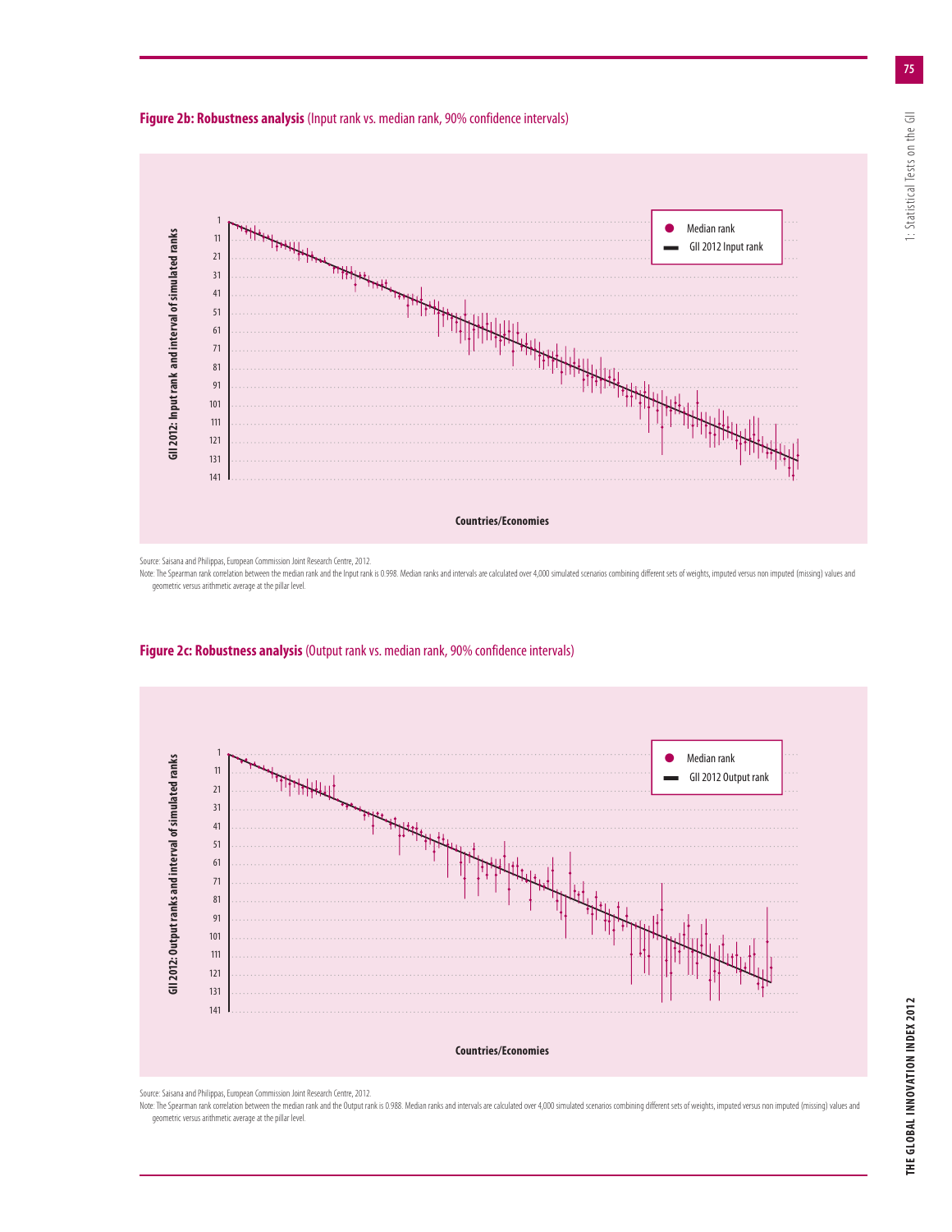**Figure 2b: Robustness analysis** (Input rank vs. median rank, 90% confidence intervals)

Source: Saisana and Philippas, European Commission Joint Research Centre, 2012.

Note: The Spearman rank correlation between the median rank and the Input rank is 0.998. Median ranks and intervals are calculated over 4,000 simulated scenarios combining different sets of weights, imputed versus non imputed (missing) values and geometric versus arithmetic average at the pillar level.

**Figure 2c: Robustness analysis** (Output rank vs. median rank, 90% confidence intervals)

Source: Saisana and Philippas, European Commission Joint Research Centre, 2012.

Note: The Spearman rank correlation between the median rank and the Output rank is 0.988. Median ranks and intervals are calculated over 4,000 simulated scenarios combining different sets of weights, imputed versus non imputed (missing) values and geometric versus arithmetic average at the pillar level.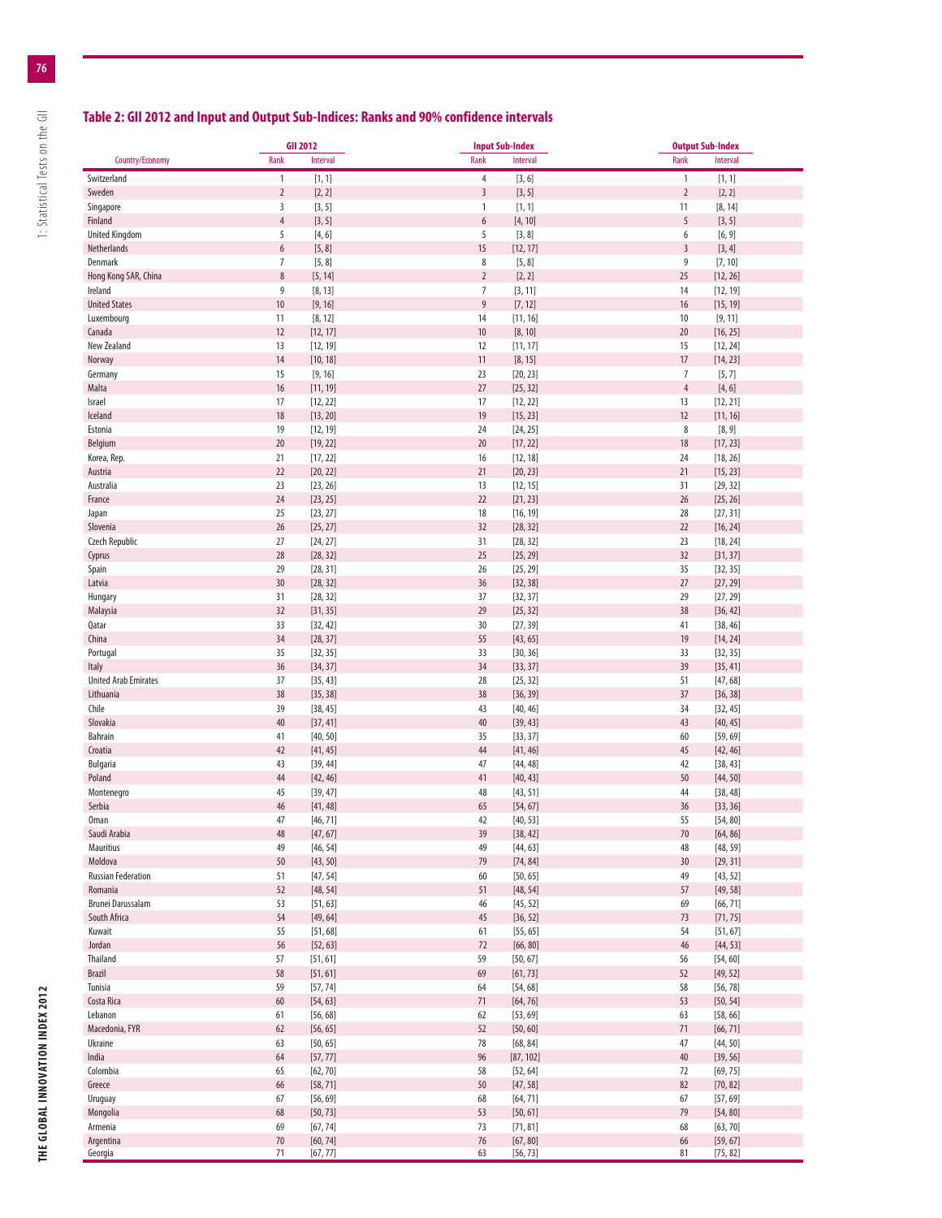## Table 2: GII 2012 and Input and Output Sub-Indices: Ranks and 90% confidence intervals

| Country/Economy | GII 2012 | | Input Sub-Index | | Output Sub-Index | |
|---|---|---|---|---|---|---|
| | Rank | Interval | Rank | Interval | Rank | Interval |
| Switzerland | 1 | [1, 1] | 4 | [3, 6] | 1 | [1, 1] |
| Sweden | 2 | [2, 2] | 3 | [3, 5] | 2 | [2, 2] |
| Singapore | 3 | [3, 5] | 1 | [1, 1] | 11 | [8, 14] |
| Finland | 4 | [3, 5] | 6 | [4, 10] | 5 | [3, 5] |
| United Kingdom | 5 | [4, 6] | 5 | [3, 8] | 6 | [6, 9] |
| Netherlands | 6 | [5, 8] | 15 | [12, 17] | 3 | [3, 4] |
| Denmark | 7 | [5, 8] | 8 | [5, 8] | 9 | [7, 10] |
| Hong Kong SAR, China | 8 | [5, 14] | 2 | [2, 2] | 25 | [12, 26] |
| Ireland | 9 | [8, 13] | 7 | [3, 11] | 14 | [12, 19] |
| United States | 10 | [9, 16] | 9 | [7, 12] | 16 | [15, 19] |
| Luxembourg | 11 | [8, 12] | 14 | [11, 16] | 10 | [9, 11] |
| Canada | 12 | [12, 17] | 10 | [8, 10] | 20 | [16, 25] |
| New Zealand | 13 | [12, 19] | 12 | [11, 17] | 15 | [12, 24] |
| Norway | 14 | [10, 18] | 11 | [8, 15] | 17 | [14, 23] |
| Germany | 15 | [9, 16] | 23 | [20, 23] | 7 | [5, 7] |
| Malta | 16 | [11, 19] | 27 | [25, 32] | 4 | [4, 6] |
| Israel | 17 | [12, 22] | 17 | [12, 22] | 13 | [12, 21] |
| Iceland | 18 | [13, 20] | 19 | [15, 23] | 12 | [11, 16] |
| Estonia | 19 | [12, 19] | 24 | [24, 25] | 8 | [8, 9] |
| Belgium | 20 | [19, 22] | 20 | [17, 22] | 18 | [17, 23] |
| Korea, Rep. | 21 | [17, 22] | 16 | [12, 18] | 24 | [18, 26] |
| Austria | 22 | [20, 22] | 21 | [20, 23] | 21 | [15, 23] |
| Australia | 23 | [23, 26] | 13 | [12, 15] | 31 | [29, 32] |
| France | 24 | [23, 25] | 22 | [21, 23] | 26 | [25, 26] |
| Japan | 25 | [23, 27] | 18 | [16, 19] | 28 | [27, 31] |
| Slovenia | 26 | [25, 27] | 32 | [28, 32] | 22 | [16, 24] |
| Czech Republic | 27 | [24, 27] | 31 | [28, 32] | 23 | [18, 24] |
| Cyprus | 28 | [28, 32] | 25 | [25, 29] | 32 | [31, 37] |
| Spain | 29 | [28, 31] | 26 | [25, 29] | 35 | [32, 35] |
| Latvia | 30 | [28, 32] | 36 | [32, 38] | 27 | [27, 29] |
| Hungary | 31 | [28, 32] | 37 | [32, 37] | 29 | [27, 29] |
| Malaysia | 32 | [31, 35] | 29 | [25, 32] | 38 | [36, 42] |
| Qatar | 33 | [32, 42] | 30 | [27, 39] | 41 | [38, 46] |
| China | 34 | [28, 37] | 55 | [43, 65] | 19 | [14, 24] |
| Portugal | 35 | [32, 35] | 33 | [30, 36] | 33 | [32, 35] |
| Italy | 36 | [34, 37] | 34 | [33, 37] | 39 | [35, 41] |
| United Arab Emirates | 37 | [35, 43] | 28 | [25, 32] | 51 | [47, 68] |
| Lithuania | 38 | [35, 38] | 38 | [36, 39] | 37 | [36, 38] |
| Chile | 39 | [38, 45] | 43 | [40, 46] | 34 | [32, 45] |
| Slovakia | 40 | [37, 41] | 40 | [39, 43] | 43 | [40, 45] |
| Bahrain | 41 | [40, 50] | 35 | [33, 37] | 60 | [59, 69] |
| Croatia | 42 | [41, 45] | 44 | [41, 46] | 45 | [42, 46] |
| Bulgaria | 43 | [39, 44] | 47 | [44, 48] | 42 | [38, 43] |
| Poland | 44 | [42, 46] | 41 | [40, 43] | 50 | [44, 50] |
| Montenegro | 45 | [39, 47] | 48 | [43, 51] | 44 | [38, 48] |
| Serbia | 46 | [41, 48] | 65 | [54, 67] | 36 | [33, 36] |
| Oman | 47 | [46, 71] | 42 | [40, 53] | 55 | [54, 80] |
| Saudi Arabia | 48 | [47, 67] | 39 | [38, 42] | 70 | [64, 86] |
| Mauritius | 49 | [46, 54] | 49 | [44, 63] | 48 | [48, 59] |
| Moldova | 50 | [43, 50] | 79 | [74, 84] | 30 | [29, 31] |
| Russian Federation | 51 | [47, 54] | 60 | [50, 65] | 49 | [43, 52] |
| Romania | 52 | [48, 54] | 51 | [48, 54] | 57 | [49, 58] |
| Brunei Darussalam | 53 | [51, 63] | 46 | [45, 52] | 69 | [66, 71] |
| South Africa | 54 | [49, 64] | 45 | [36, 52] | 73 | [71, 75] |
| Kuwait | 55 | [51, 68] | 61 | [55, 65] | 54 | [51, 67] |
| Jordan | 56 | [52, 63] | 72 | [66, 80] | 46 | [44, 53] |
| Thailand | 57 | [51, 61] | 59 | [50, 67] | 56 | [54, 60] |
| Brazil | 58 | [51, 61] | 69 | [61, 73] | 52 | [49, 52] |
| Tunisia | 59 | [57, 74] | 64 | [54, 68] | 58 | [56, 78] |
| Costa Rica | 60 | [54, 63] | 71 | [64, 76] | 53 | [50, 54] |
| Lebanon | 61 | [56, 68] | 62 | [53, 69] | 63 | [58, 66] |
| Macedonia, FYR | 62 | [56, 65] | 52 | [50, 60] | 71 | [66, 71] |
| Ukraine | 63 | [50, 65] | 78 | [68, 84] | 47 | [44, 50] |
| India | 64 | [57, 77] | 96 | [87, 102] | 40 | [39, 56] |
| Colombia | 65 | [62, 70] | 58 | [52, 64] | 72 | [69, 75] |
| Greece | 66 | [58, 71] | 50 | [47, 58] | 82 | [70, 82] |
| Uruguay | 67 | [56, 69] | 68 | [64, 71] | 67 | [57, 69] |
| Mongolia | 68 | [50, 73] | 53 | [50, 61] | 79 | [54, 80] |
| Armenia | 69 | [67, 74] | 73 | [71, 81] | 68 | [63, 70] |
| Argentina | 70 | [60, 74] | 76 | [67, 80] | 66 | [59, 67] |
| Georgia | 71 | [67, 77] | 63 | [56, 73] | 81 | [75, 82] |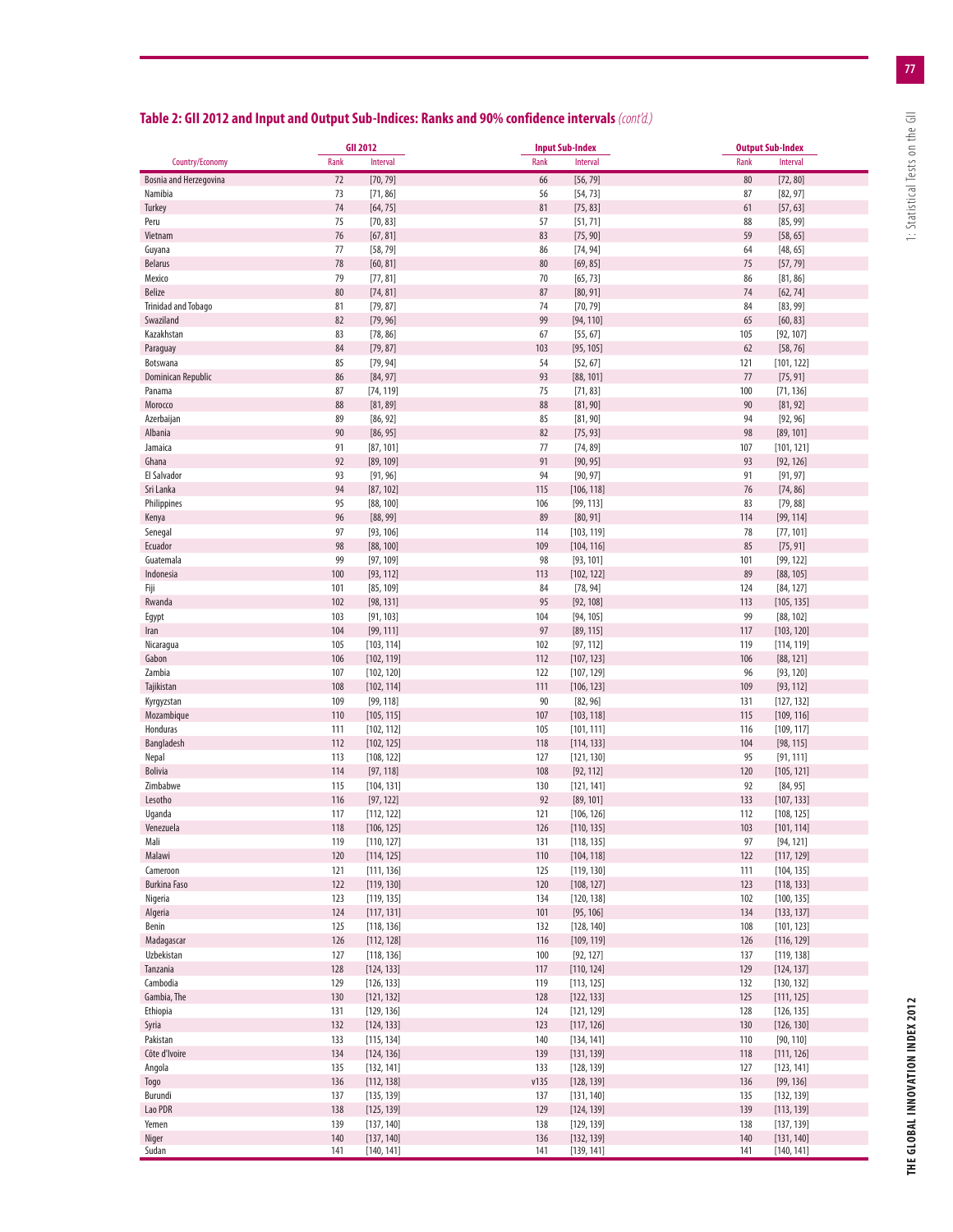## Table 2: GII 2012 and Input and Output Sub-Indices: Ranks and 90% confidence intervals *(cont'd.)*

| | GII 2012 | | Input Sub-Index | | Output Sub-Index | |
|---|---|---|---|---|---|---|
| Country/Economy | Rank | Interval | Rank | Interval | Rank | Interval |
| Bosnia and Herzegovina | 72 | [70, 79] | 66 | [56, 79] | 80 | [72, 80] |
| Namibia | 73 | [71, 86] | 56 | [54, 73] | 87 | [82, 97] |
| Turkey | 74 | [64, 75] | 81 | [75, 83] | 61 | [57, 63] |
| Peru | 75 | [70, 83] | 57 | [51, 71] | 88 | [85, 99] |
| Vietnam | 76 | [67, 81] | 83 | [75, 90] | 59 | [58, 65] |
| Guyana | 77 | [58, 79] | 86 | [74, 94] | 64 | [48, 65] |
| Belarus | 78 | [60, 81] | 80 | [69, 85] | 75 | [57, 79] |
| Mexico | 79 | [77, 81] | 70 | [65, 73] | 86 | [81, 86] |
| Belize | 80 | [74, 81] | 87 | [80, 91] | 74 | [62, 74] |
| Trinidad and Tobago | 81 | [79, 87] | 74 | [70, 79] | 84 | [83, 99] |
| Swaziland | 82 | [79, 96] | 99 | [94, 110] | 65 | [60, 83] |
| Kazakhstan | 83 | [78, 86] | 67 | [55, 67] | 105 | [92, 107] |
| Paraguay | 84 | [79, 87] | 103 | [95, 105] | 62 | [58, 76] |
| Botswana | 85 | [79, 94] | 54 | [52, 67] | 121 | [101, 122] |
| Dominican Republic | 86 | [84, 97] | 93 | [88, 101] | 77 | [75, 91] |
| Panama | 87 | [74, 119] | 75 | [71, 83] | 100 | [71, 136] |
| Morocco | 88 | [81, 89] | 88 | [81, 90] | 90 | [81, 92] |
| Azerbaijan | 89 | [86, 92] | 85 | [81, 90] | 94 | [92, 96] |
| Albania | 90 | [86, 95] | 82 | [75, 93] | 98 | [89, 101] |
| Jamaica | 91 | [87, 101] | 77 | [74, 89] | 107 | [101, 121] |
| Ghana | 92 | [89, 109] | 91 | [90, 95] | 93 | [92, 126] |
| El Salvador | 93 | [91, 96] | 94 | [90, 97] | 91 | [91, 97] |
| Sri Lanka | 94 | [87, 102] | 115 | [106, 118] | 76 | [74, 86] |
| Philippines | 95 | [88, 100] | 106 | [99, 113] | 83 | [79, 88] |
| Kenya | 96 | [88, 99] | 89 | [80, 91] | 114 | [99, 114] |
| Senegal | 97 | [93, 106] | 114 | [103, 119] | 78 | [77, 101] |
| Ecuador | 98 | [88, 100] | 109 | [104, 116] | 85 | [75, 91] |
| Guatemala | 99 | [97, 109] | 98 | [93, 101] | 101 | [99, 122] |
| Indonesia | 100 | [93, 112] | 113 | [102, 122] | 89 | [88, 105] |
| Fiji | 101 | [85, 109] | 84 | [78, 94] | 124 | [84, 127] |
| Rwanda | 102 | [98, 131] | 95 | [92, 108] | 113 | [105, 135] |
| Egypt | 103 | [91, 103] | 104 | [94, 105] | 99 | [88, 102] |
| Iran | 104 | [99, 111] | 97 | [89, 115] | 117 | [103, 120] |
| Nicaragua | 105 | [103, 114] | 102 | [97, 112] | 119 | [114, 119] |
| Gabon | 106 | [102, 119] | 112 | [107, 123] | 106 | [88, 121] |
| Zambia | 107 | [102, 120] | 122 | [107, 129] | 96 | [93, 120] |
| Tajikistan | 108 | [102, 114] | 111 | [106, 123] | 109 | [93, 112] |
| Kyrgyzstan | 109 | [99, 118] | 90 | [82, 96] | 131 | [127, 132] |
| Mozambique | 110 | [105, 115] | 107 | [103, 118] | 115 | [109, 116] |
| Honduras | 111 | [102, 112] | 105 | [101, 111] | 116 | [109, 117] |
| Bangladesh | 112 | [102, 125] | 118 | [114, 133] | 104 | [98, 115] |
| Nepal | 113 | [108, 122] | 127 | [121, 130] | 95 | [91, 111] |
| Bolivia | 114 | [97, 118] | 108 | [92, 112] | 120 | [105, 121] |
| Zimbabwe | 115 | [104, 131] | 130 | [121, 141] | 92 | [84, 95] |
| Lesotho | 116 | [97, 122] | 92 | [89, 101] | 133 | [107, 133] |
| Uganda | 117 | [112, 122] | 121 | [106, 126] | 112 | [108, 125] |
| Venezuela | 118 | [106, 125] | 126 | [110, 135] | 103 | [101, 114] |
| Mali | 119 | [110, 127] | 131 | [118, 135] | 97 | [94, 121] |
| Malawi | 120 | [114, 125] | 110 | [104, 118] | 122 | [117, 129] |
| Cameroon | 121 | [111, 136] | 125 | [119, 130] | 111 | [104, 135] |
| Burkina Faso | 122 | [119, 130] | 120 | [108, 127] | 123 | [118, 133] |
| Nigeria | 123 | [119, 135] | 134 | [120, 138] | 102 | [100, 135] |
| Algeria | 124 | [117, 131] | 101 | [95, 106] | 134 | [133, 137] |
| Benin | 125 | [118, 136] | 132 | [128, 140] | 108 | [101, 123] |
| Madagascar | 126 | [112, 128] | 116 | [109, 119] | 126 | [116, 129] |
| Uzbekistan | 127 | [118, 136] | 100 | [92, 127] | 137 | [119, 138] |
| Tanzania | 128 | [124, 133] | 117 | [110, 124] | 129 | [124, 137] |
| Cambodia | 129 | [126, 133] | 119 | [113, 125] | 132 | [130, 132] |
| Gambia, The | 130 | [121, 132] | 128 | [122, 133] | 125 | [111, 125] |
| Ethiopia | 131 | [129, 136] | 124 | [121, 129] | 128 | [126, 135] |
| Syria | 132 | [124, 133] | 123 | [117, 126] | 130 | [126, 130] |
| Pakistan | 133 | [115, 134] | 140 | [134, 141] | 110 | [90, 110] |
| Côte d'Ivoire | 134 | [124, 136] | 139 | [131, 139] | 118 | [111, 126] |
| Angola | 135 | [132, 141] | 133 | [128, 139] | 127 | [123, 141] |
| Togo | 136 | [112, 138] | v135 | [128, 139] | 136 | [99, 136] |
| Burundi | 137 | [135, 139] | 137 | [131, 140] | 135 | [132, 139] |
| Lao PDR | 138 | [125, 139] | 129 | [124, 139] | 139 | [113, 139] |
| Yemen | 139 | [137, 140] | 138 | [129, 139] | 138 | [137, 139] |
| Niger | 140 | [137, 140] | 136 | [132, 139] | 140 | [131, 140] |
| Sudan | 141 | [140, 141] | 141 | [139, 141] | 141 | [140, 141] |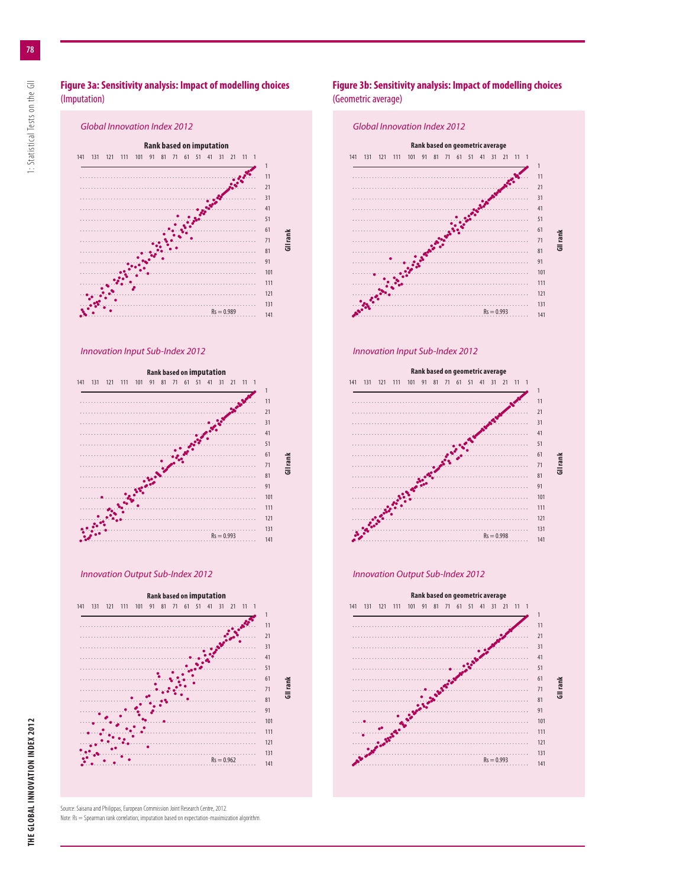## Figure 3a: Sensitivity analysis: Impact of modelling choices

(Imputation)

*Global Innovation Index 2012*

Rank based on imputation

Rs = 0.989

*Innovation Input Sub-Index 2012*

Rank based on imputation

Rs = 0.993

*Innovation Output Sub-Index 2012*

Rank based on imputation

Rs = 0.962

## Figure 3b: Sensitivity analysis: Impact of modelling choices

(Geometric average)

*Global Innovation Index 2012*

Rank based on geometric average

Rs = 0.993

*Innovation Input Sub-Index 2012*

Rank based on geometric average

Rs = 0.998

*Innovation Output Sub-Index 2012*

Rank based on geometric average

Rs = 0.993

Source: Saisana and Philippas, European Commission Joint Research Centre, 2012.

Note: Rs = Spearman rank correlation; imputation based on expectation-maximization algorithm.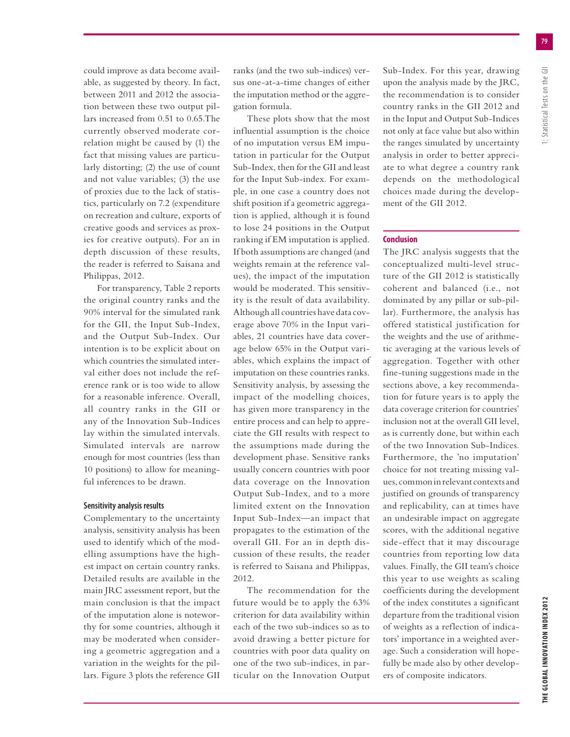could improve as data become available, as suggested by theory. In fact, between 2011 and 2012 the association between these two output pillars increased from 0.51 to 0.65.The currently observed moderate correlation might be caused by (1) the fact that missing values are particularly distorting; (2) the use of count and not value variables; (3) the use of proxies due to the lack of statistics, particularly on 7.2 (expenditure on recreation and culture, exports of creative goods and services as proxies for creative outputs). For an in depth discussion of these results, the reader is referred to Saisana and Philippas, 2012.

For transparency, Table 2 reports the original country ranks and the 90% interval for the simulated rank for the GII, the Input Sub-Index, and the Output Sub-Index. Our intention is to be explicit about on which countries the simulated interval either does not include the reference rank or is too wide to allow for a reasonable inference. Overall, all country ranks in the GII or any of the Innovation Sub-Indices lay within the simulated intervals. Simulated intervals are narrow enough for most countries (less than 10 positions) to allow for meaningful inferences to be drawn.

#### Sensitivity analysis results

Complementary to the uncertainty analysis, sensitivity analysis has been used to identify which of the modelling assumptions have the highest impact on certain country ranks. Detailed results are available in the main JRC assessment report, but the main conclusion is that the impact of the imputation alone is noteworthy for some countries, although it may be moderated when considering a geometric aggregation and a variation in the weights for the pillars. Figure 3 plots the reference GII ranks (and the two sub-indices) versus one-at-a-time changes of either the imputation method or the aggregation formula.

These plots show that the most influential assumption is the choice of no imputation versus EM imputation in particular for the Output Sub-Index, then for the GII and least for the Input Sub-index. For example, in one case a country does not shift position if a geometric aggregation is applied, although it is found to lose 24 positions in the Output ranking if EM imputation is applied. If both assumptions are changed (and weights remain at the reference values), the impact of the imputation would be moderated. This sensitivity is the result of data availability. Although all countries have data coverage above 70% in the Input variables, 21 countries have data coverage below 65% in the Output variables, which explains the impact of imputation on these countries ranks. Sensitivity analysis, by assessing the impact of the modelling choices, has given more transparency in the entire process and can help to appreciate the GII results with respect to the assumptions made during the development phase. Sensitive ranks usually concern countries with poor data coverage on the Innovation Output Sub-Index, and to a more limited extent on the Innovation Input Sub-Index—an impact that propagates to the estimation of the overall GII. For an in depth discussion of these results, the reader is referred to Saisana and Philippas, 2012.

The recommendation for the future would be to apply the 63% criterion for data availability within each of the two sub-indices so as to avoid drawing a better picture for countries with poor data quality on one of the two sub-indices, in particular on the Innovation Output Sub-Index. For this year, drawing upon the analysis made by the JRC, the recommendation is to consider country ranks in the GII 2012 and in the Input and Output Sub-Indices not only at face value but also within the ranges simulated by uncertainty analysis in order to better appreciate to what degree a country rank depends on the methodological choices made during the development of the GII 2012.

#### Conclusion

The JRC analysis suggests that the conceptualized multi-level structure of the GII 2012 is statistically coherent and balanced (i.e., not dominated by any pillar or sub-pillar). Furthermore, the analysis has offered statistical justification for the weights and the use of arithmetic averaging at the various levels of aggregation. Together with other fine-tuning suggestions made in the sections above, a key recommendation for future years is to apply the data coverage criterion for countries' inclusion not at the overall GII level, as is currently done, but within each of the two Innovation Sub-Indices. Furthermore, the 'no imputation' choice for not treating missing values, common in relevant contexts and justified on grounds of transparency and replicability, can at times have an undesirable impact on aggregate scores, with the additional negative side-effect that it may discourage countries from reporting low data values. Finally, the GII team's choice this year to use weights as scaling coefficients during the development of the index constitutes a significant departure from the traditional vision of weights as a reflection of indicators' importance in a weighted average. Such a consideration will hopefully be made also by other developers of composite indicators.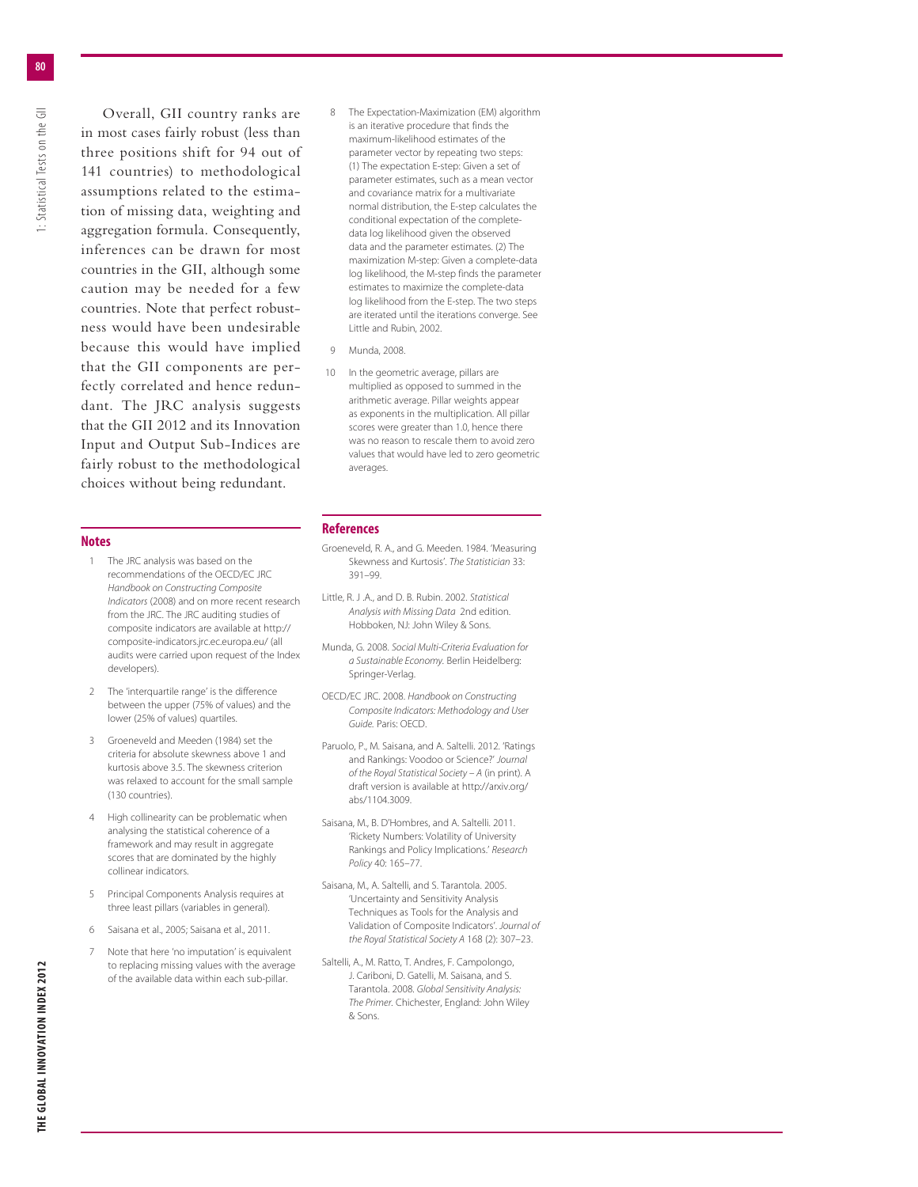Overall, GII country ranks are in most cases fairly robust (less than three positions shift for 94 out of 141 countries) to methodological assumptions related to the estimation of missing data, weighting and aggregation formula. Consequently, inferences can be drawn for most countries in the GII, although some caution may be needed for a few countries. Note that perfect robustness would have been undesirable because this would have implied that the GII components are perfectly correlated and hence redundant. The JRC analysis suggests that the GII 2012 and its Innovation Input and Output Sub-Indices are fairly robust to the methodological choices without being redundant.

## Notes

1. The JRC analysis was based on the recommendations of the OECD/EC JRC *Handbook on Constructing Composite Indicators* (2008) and on more recent research from the JRC. The JRC auditing studies of composite indicators are available at http://composite-indicators.jrc.ec.europa.eu/ (all audits were carried upon request of the Index developers).
2. The 'interquartile range' is the difference between the upper (75% of values) and the lower (25% of values) quartiles.
3. Groeneveld and Meeden (1984) set the criteria for absolute skewness above 1 and kurtosis above 3.5. The skewness criterion was relaxed to account for the small sample (130 countries).
4. High collinearity can be problematic when analysing the statistical coherence of a framework and may result in aggregate scores that are dominated by the highly collinear indicators.
5. Principal Components Analysis requires at three least pillars (variables in general).
6. Saisana et al., 2005; Saisana et al., 2011.
7. Note that here 'no imputation' is equivalent to replacing missing values with the average of the available data within each sub-pillar.
8. The Expectation-Maximization (EM) algorithm is an iterative procedure that finds the maximum-likelihood estimates of the parameter vector by repeating two steps: (1) The expectation E-step: Given a set of parameter estimates, such as a mean vector and covariance matrix for a multivariate normal distribution, the E-step calculates the conditional expectation of the complete-data log likelihood given the observed data and the parameter estimates. (2) The maximization M-step: Given a complete-data log likelihood, the M-step finds the parameter estimates to maximize the complete-data log likelihood from the E-step. The two steps are iterated until the iterations converge. See Little and Rubin, 2002.
9. Munda, 2008.
10. In the geometric average, pillars are multiplied as opposed to summed in the arithmetic average. Pillar weights appear as exponents in the multiplication. All pillar scores were greater than 1.0, hence there was no reason to rescale them to avoid zero values that would have led to zero geometric averages.

## References

Groeneveld, R. A., and G. Meeden. 1984. 'Measuring Skewness and Kurtosis'. *The Statistician* 33: 391–99.

Little, R. J .A., and D. B. Rubin. 2002. *Statistical Analysis with Missing Data* 2nd edition. Hobboken, NJ: John Wiley & Sons.

Munda, G. 2008. *Social Multi-Criteria Evaluation for a Sustainable Economy*. Berlin Heidelberg: Springer-Verlag.

OECD/EC JRC. 2008. *Handbook on Constructing Composite Indicators: Methodology and User Guide*. Paris: OECD.

Paruolo, P., M. Saisana, and A. Saltelli. 2012. 'Ratings and Rankings: Voodoo or Science?' *Journal of the Royal Statistical Society – A* (in print). A draft version is available at http://arxiv.org/abs/1104.3009.

Saisana, M., B. D'Hombres, and A. Saltelli. 2011. 'Rickety Numbers: Volatility of University Rankings and Policy Implications.' *Research Policy* 40: 165–77.

Saisana, M., A. Saltelli, and S. Tarantola. 2005. 'Uncertainty and Sensitivity Analysis Techniques as Tools for the Analysis and Validation of Composite Indicators'. *Journal of the Royal Statistical Society A* 168 (2): 307–23.

Saltelli, A., M. Ratto, T. Andres, F. Campolongo, J. Cariboni, D. Gatelli, M. Saisana, and S. Tarantola. 2008. *Global Sensitivity Analysis: The Primer*. Chichester, England: John Wiley & Sons.